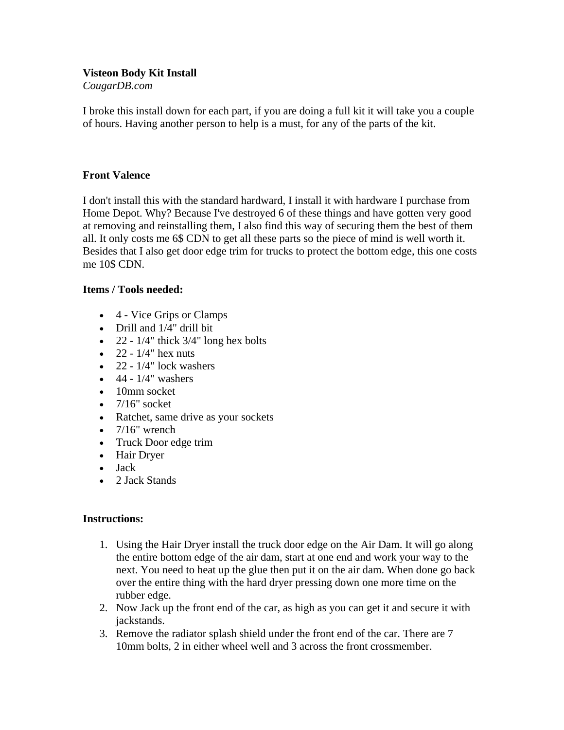**Visteon Body Kit Install**
*CougarDB.com*

I broke this install down for each part, if you are doing a full kit it will take you a couple of hours. Having another person to help is a must, for any of the parts of the kit.

## Front Valence

I don't install this with the standard hardward, I install it with hardware I purchase from Home Depot. Why? Because I've destroyed 6 of these things and have gotten very good at removing and reinstalling them, I also find this way of securing them the best of them all. It only costs me 6$ CDN to get all these parts so the piece of mind is well worth it. Besides that I also get door edge trim for trucks to protect the bottom edge, this one costs me 10$ CDN.

### Items / Tools needed:

- 4 - Vice Grips or Clamps
- Drill and 1/4" drill bit
- 22 - 1/4" thick 3/4" long hex bolts
- 22 - 1/4" hex nuts
- 22 - 1/4" lock washers
- 44 - 1/4" washers
- 10mm socket
- 7/16" socket
- Ratchet, same drive as your sockets
- 7/16" wrench
- Truck Door edge trim
- Hair Dryer
- Jack
- 2 Jack Stands

### Instructions:

1. Using the Hair Dryer install the truck door edge on the Air Dam. It will go along the entire bottom edge of the air dam, start at one end and work your way to the next. You need to heat up the glue then put it on the air dam. When done go back over the entire thing with the hard dryer pressing down one more time on the rubber edge.
2. Now Jack up the front end of the car, as high as you can get it and secure it with jackstands.
3. Remove the radiator splash shield under the front end of the car. There are 7 10mm bolts, 2 in either wheel well and 3 across the front crossmember.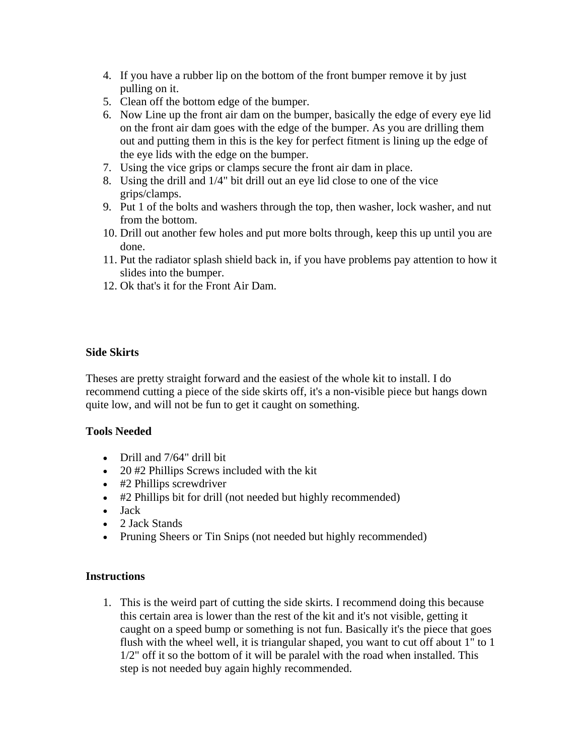4. If you have a rubber lip on the bottom of the front bumper remove it by just pulling on it.
5. Clean off the bottom edge of the bumper.
6. Now Line up the front air dam on the bumper, basically the edge of every eye lid on the front air dam goes with the edge of the bumper. As you are drilling them out and putting them in this is the key for perfect fitment is lining up the edge of the eye lids with the edge on the bumper.
7. Using the vice grips or clamps secure the front air dam in place.
8. Using the drill and 1/4" bit drill out an eye lid close to one of the vice grips/clamps.
9. Put 1 of the bolts and washers through the top, then washer, lock washer, and nut from the bottom.
10. Drill out another few holes and put more bolts through, keep this up until you are done.
11. Put the radiator splash shield back in, if you have problems pay attention to how it slides into the bumper.
12. Ok that's it for the Front Air Dam.

**Side Skirts**

Theses are pretty straight forward and the easiest of the whole kit to install. I do recommend cutting a piece of the side skirts off, it's a non-visible piece but hangs down quite low, and will not be fun to get it caught on something.

**Tools Needed**

- Drill and 7/64" drill bit
- 20 #2 Phillips Screws included with the kit
- #2 Phillips screwdriver
- #2 Phillips bit for drill (not needed but highly recommended)
- Jack
- 2 Jack Stands
- Pruning Sheers or Tin Snips (not needed but highly recommended)

**Instructions**

1. This is the weird part of cutting the side skirts. I recommend doing this because this certain area is lower than the rest of the kit and it's not visible, getting it caught on a speed bump or something is not fun. Basically it's the piece that goes flush with the wheel well, it is triangular shaped, you want to cut off about 1" to 1 1/2" off it so the bottom of it will be paralel with the road when installed. This step is not needed buy again highly recommended.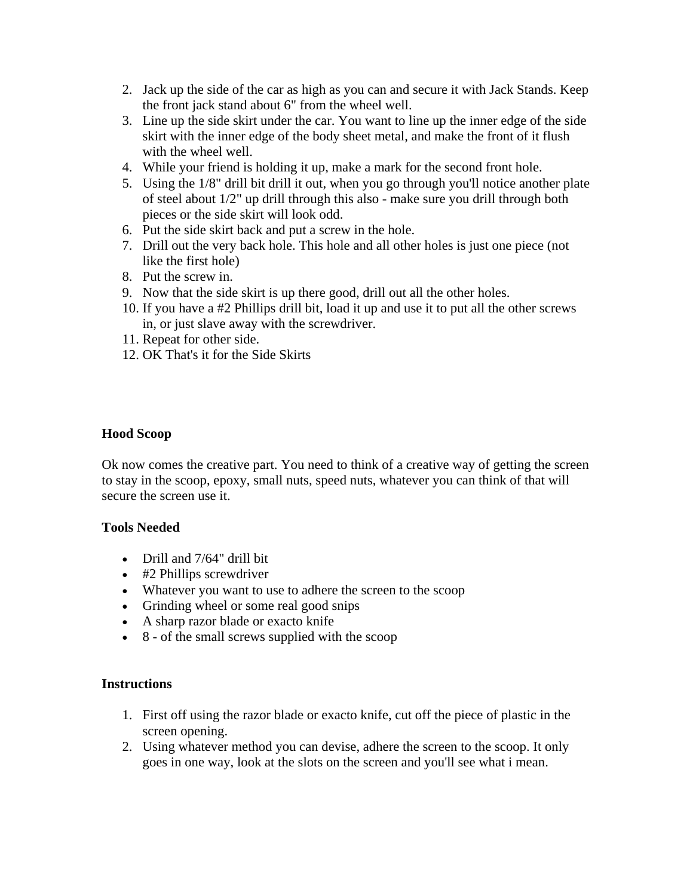2. Jack up the side of the car as high as you can and secure it with Jack Stands. Keep the front jack stand about 6" from the wheel well.
3. Line up the side skirt under the car. You want to line up the inner edge of the side skirt with the inner edge of the body sheet metal, and make the front of it flush with the wheel well.
4. While your friend is holding it up, make a mark for the second front hole.
5. Using the 1/8" drill bit drill it out, when you go through you'll notice another plate of steel about 1/2" up drill through this also - make sure you drill through both pieces or the side skirt will look odd.
6. Put the side skirt back and put a screw in the hole.
7. Drill out the very back hole. This hole and all other holes is just one piece (not like the first hole)
8. Put the screw in.
9. Now that the side skirt is up there good, drill out all the other holes.
10. If you have a #2 Phillips drill bit, load it up and use it to put all the other screws in, or just slave away with the screwdriver.
11. Repeat for other side.
12. OK That's it for the Side Skirts

**Hood Scoop**

Ok now comes the creative part. You need to think of a creative way of getting the screen to stay in the scoop, epoxy, small nuts, speed nuts, whatever you can think of that will secure the screen use it.

**Tools Needed**

- Drill and 7/64" drill bit
- #2 Phillips screwdriver
- Whatever you want to use to adhere the screen to the scoop
- Grinding wheel or some real good snips
- A sharp razor blade or exacto knife
- 8 - of the small screws supplied with the scoop

**Instructions**

1. First off using the razor blade or exacto knife, cut off the piece of plastic in the screen opening.
2. Using whatever method you can devise, adhere the screen to the scoop. It only goes in one way, look at the slots on the screen and you'll see what i mean.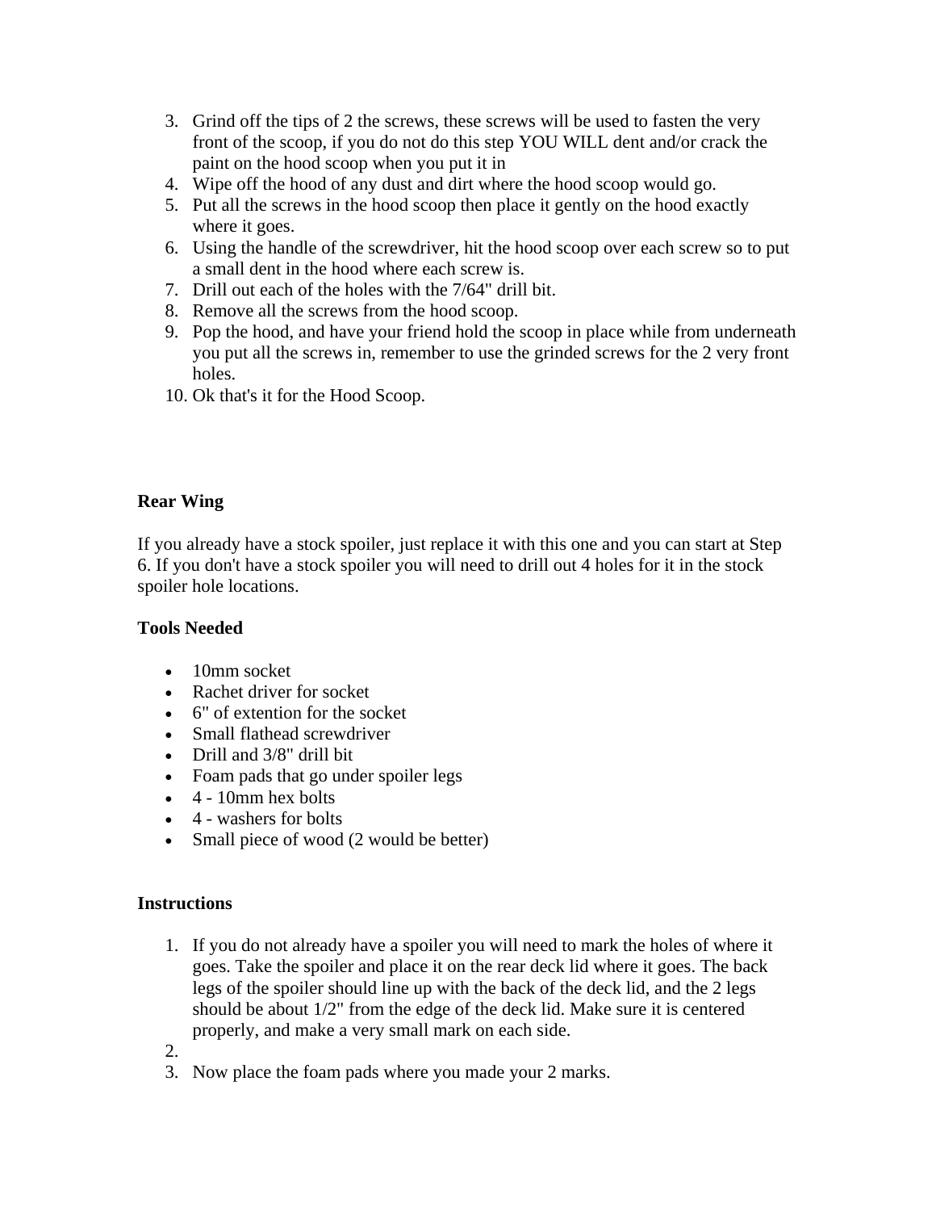3. Grind off the tips of 2 the screws, these screws will be used to fasten the very front of the scoop, if you do not do this step YOU WILL dent and/or crack the paint on the hood scoop when you put it in
4. Wipe off the hood of any dust and dirt where the hood scoop would go.
5. Put all the screws in the hood scoop then place it gently on the hood exactly where it goes.
6. Using the handle of the screwdriver, hit the hood scoop over each screw so to put a small dent in the hood where each screw is.
7. Drill out each of the holes with the 7/64" drill bit.
8. Remove all the screws from the hood scoop.
9. Pop the hood, and have your friend hold the scoop in place while from underneath you put all the screws in, remember to use the grinded screws for the 2 very front holes.
10. Ok that's it for the Hood Scoop.

**Rear Wing**

If you already have a stock spoiler, just replace it with this one and you can start at Step 6. If you don't have a stock spoiler you will need to drill out 4 holes for it in the stock spoiler hole locations.

**Tools Needed**

- 10mm socket
- Rachet driver for socket
- 6" of extention for the socket
- Small flathead screwdriver
- Drill and 3/8" drill bit
- Foam pads that go under spoiler legs
- 4 - 10mm hex bolts
- 4 - washers for bolts
- Small piece of wood (2 would be better)

**Instructions**

1. If you do not already have a spoiler you will need to mark the holes of where it goes. Take the spoiler and place it on the rear deck lid where it goes. The back legs of the spoiler should line up with the back of the deck lid, and the 2 legs should be about 1/2" from the edge of the deck lid. Make sure it is centered properly, and make a very small mark on each side.
2. 
3. Now place the foam pads where you made your 2 marks.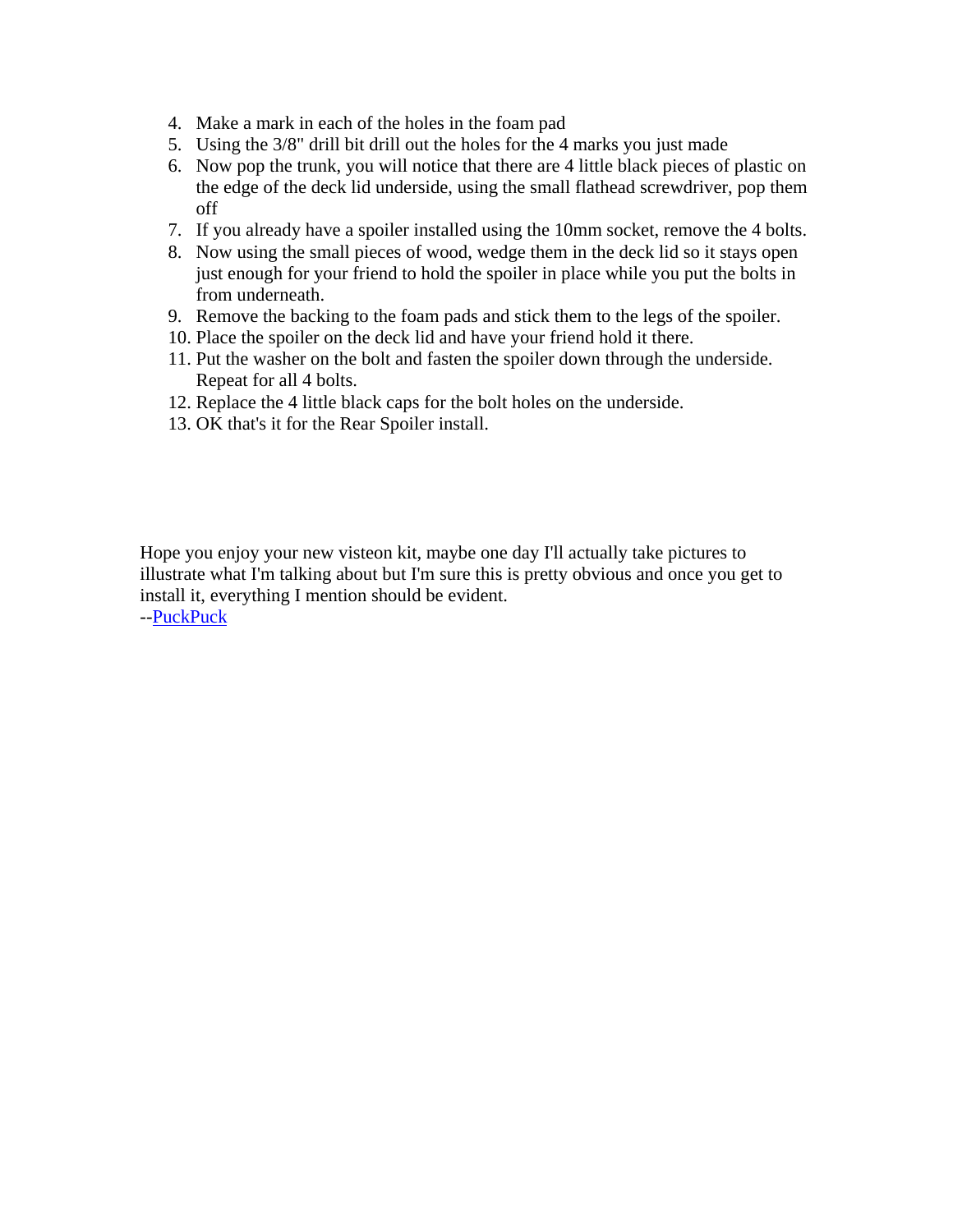4. Make a mark in each of the holes in the foam pad
5. Using the 3/8" drill bit drill out the holes for the 4 marks you just made
6. Now pop the trunk, you will notice that there are 4 little black pieces of plastic on the edge of the deck lid underside, using the small flathead screwdriver, pop them off
7. If you already have a spoiler installed using the 10mm socket, remove the 4 bolts.
8. Now using the small pieces of wood, wedge them in the deck lid so it stays open just enough for your friend to hold the spoiler in place while you put the bolts in from underneath.
9. Remove the backing to the foam pads and stick them to the legs of the spoiler.
10. Place the spoiler on the deck lid and have your friend hold it there.
11. Put the washer on the bolt and fasten the spoiler down through the underside. Repeat for all 4 bolts.
12. Replace the 4 little black caps for the bolt holes on the underside.
13. OK that's it for the Rear Spoiler install.

Hope you enjoy your new visteon kit, maybe one day I'll actually take pictures to illustrate what I'm talking about but I'm sure this is pretty obvious and once you get to install it, everything I mention should be evident.
--PuckPuck